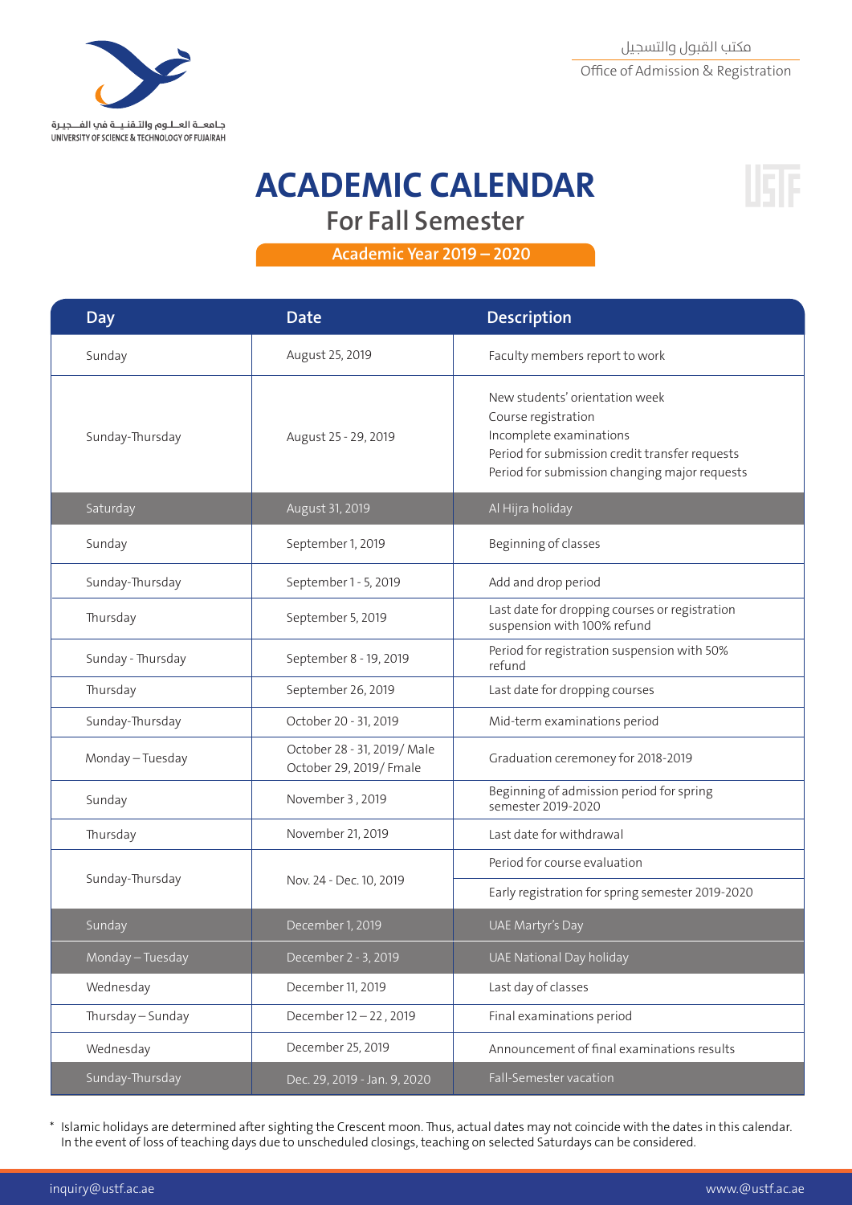جامعة العلوم والتقنية في الفجيرة
UNIVERSITY OF SCIENCE & TECHNOLOGY OF FUJAIRAH

مكتب القبول والتسجيل
Office of Admission & Registration

# ACADEMIC CALENDAR

## For Fall Semester

**Academic Year 2019 – 2020**

| Day | Date | Description |
|---|---|---|
| Sunday | August 25, 2019 | Faculty members report to work |
| Sunday-Thursday | August 25 - 29, 2019 | New students' orientation week<br>Course registration<br>Incomplete examinations<br>Period for submission credit transfer requests<br>Period for submission changing major requests |
| Saturday | August 31, 2019 | Al Hijra holiday |
| Sunday | September 1, 2019 | Beginning of classes |
| Sunday-Thursday | September 1 - 5, 2019 | Add and drop period |
| Thursday | September 5, 2019 | Last date for dropping courses or registration suspension with 100% refund |
| Sunday - Thursday | September 8 - 19, 2019 | Period for registration suspension with 50% refund |
| Thursday | September 26, 2019 | Last date for dropping courses |
| Sunday-Thursday | October 20 - 31, 2019 | Mid-term examinations period |
| Monday – Tuesday | October 28 - 31, 2019/ Male<br>October 29, 2019/ Fmale | Graduation ceremoney for 2018-2019 |
| Sunday | November 3 , 2019 | Beginning of admission period for spring semester 2019-2020 |
| Thursday | November 21, 2019 | Last date for withdrawal |
| Sunday-Thursday | Nov. 24 - Dec. 10, 2019 | Period for course evaluation<br>Early registration for spring semester 2019-2020 |
| Sunday | December 1, 2019 | UAE Martyr's Day |
| Monday – Tuesday | December 2 - 3, 2019 | UAE National Day holiday |
| Wednesday | December 11, 2019 | Last day of classes |
| Thursday – Sunday | December 12 – 22 , 2019 | Final examinations period |
| Wednesday | December 25, 2019 | Announcement of final examinations results |
| Sunday-Thursday | Dec. 29, 2019 - Jan. 9, 2020 | Fall-Semester vacation |

* Islamic holidays are determined after sighting the Crescent moon. Thus, actual dates may not coincide with the dates in this calendar. In the event of loss of teaching days due to unscheduled closings, teaching on selected Saturdays can be considered.

inquiry@ustf.ac.ae    www.@ustf.ac.ae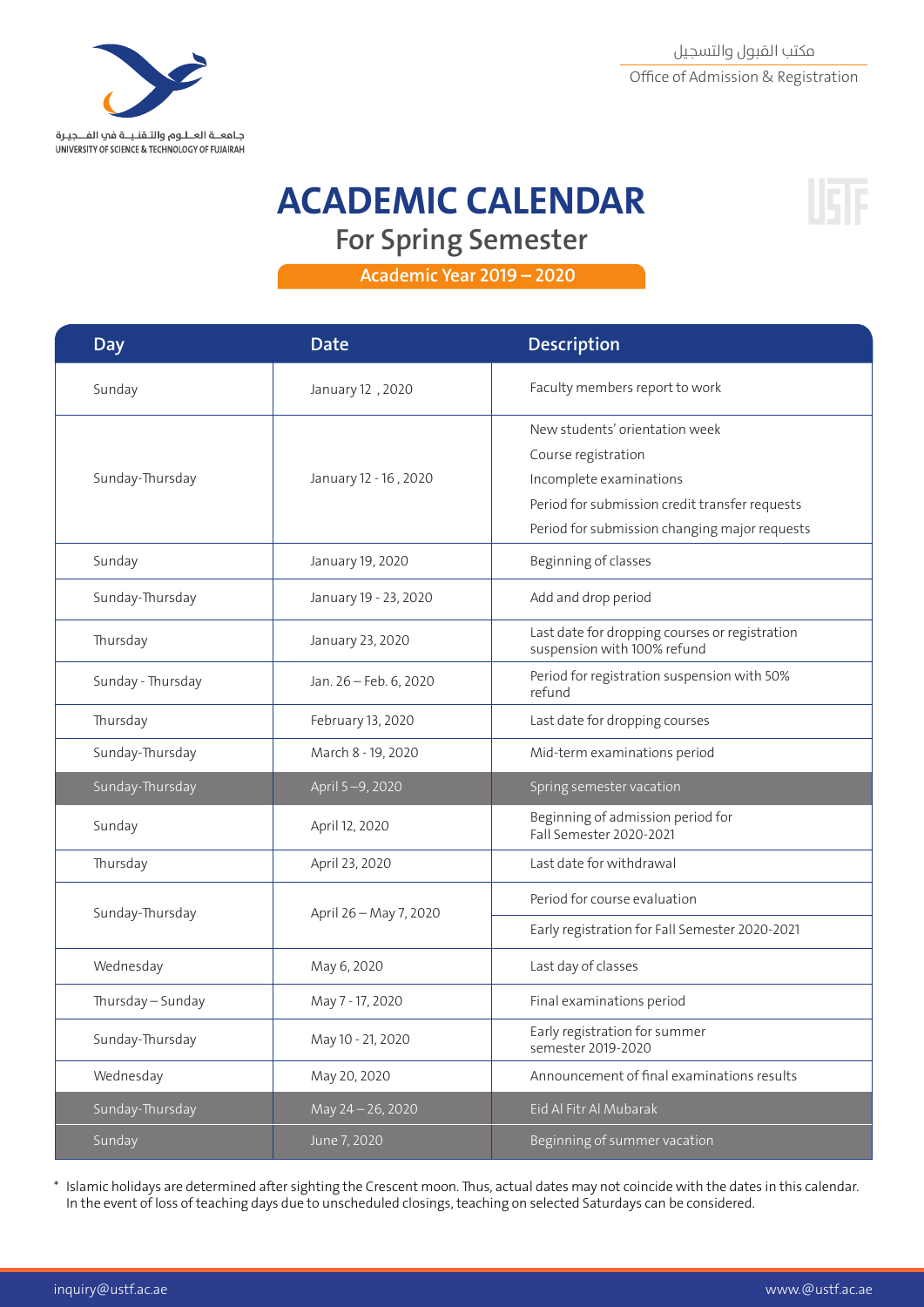مكتب القبول والتسجيل

Office of Admission & Registration

جامعة العلوم والتقنية في الفجيرة

UNIVERSITY OF SCIENCE & TECHNOLOGY OF FUJAIRAH

# ACADEMIC CALENDAR

## For Spring Semester

**Academic Year 2019 – 2020**

| Day | Date | Description |
|---|---|---|
| Sunday | January 12 , 2020 | Faculty members report to work |
| Sunday-Thursday | January 12 - 16 , 2020 | New students' orientation week<br>Course registration<br>Incomplete examinations<br>Period for submission credit transfer requests<br>Period for submission changing major requests |
| Sunday | January 19, 2020 | Beginning of classes |
| Sunday-Thursday | January 19 - 23, 2020 | Add and drop period |
| Thursday | January 23, 2020 | Last date for dropping courses or registration suspension with 100% refund |
| Sunday - Thursday | Jan. 26 – Feb. 6, 2020 | Period for registration suspension with 50% refund |
| Thursday | February 13, 2020 | Last date for dropping courses |
| Sunday-Thursday | March 8 - 19, 2020 | Mid-term examinations period |
| Sunday-Thursday | April 5 –9, 2020 | Spring semester vacation |
| Sunday | April 12, 2020 | Beginning of admission period for Fall Semester 2020-2021 |
| Thursday | April 23, 2020 | Last date for withdrawal |
| Sunday-Thursday | April 26 – May 7, 2020 | Period for course evaluation<br>Early registration for Fall Semester 2020-2021 |
| Wednesday | May 6, 2020 | Last day of classes |
| Thursday – Sunday | May 7 - 17, 2020 | Final examinations period |
| Sunday-Thursday | May 10 - 21, 2020 | Early registration for summer semester 2019-2020 |
| Wednesday | May 20, 2020 | Announcement of final examinations results |
| Sunday-Thursday | May 24 – 26, 2020 | Eid Al Fitr Al Mubarak |
| Sunday | June 7, 2020 | Beginning of summer vacation |

* Islamic holidays are determined after sighting the Crescent moon. Thus, actual dates may not coincide with the dates in this calendar. In the event of loss of teaching days due to unscheduled closings, teaching on selected Saturdays can be considered.

inquiry@ustf.ac.ae www.@ustf.ac.ae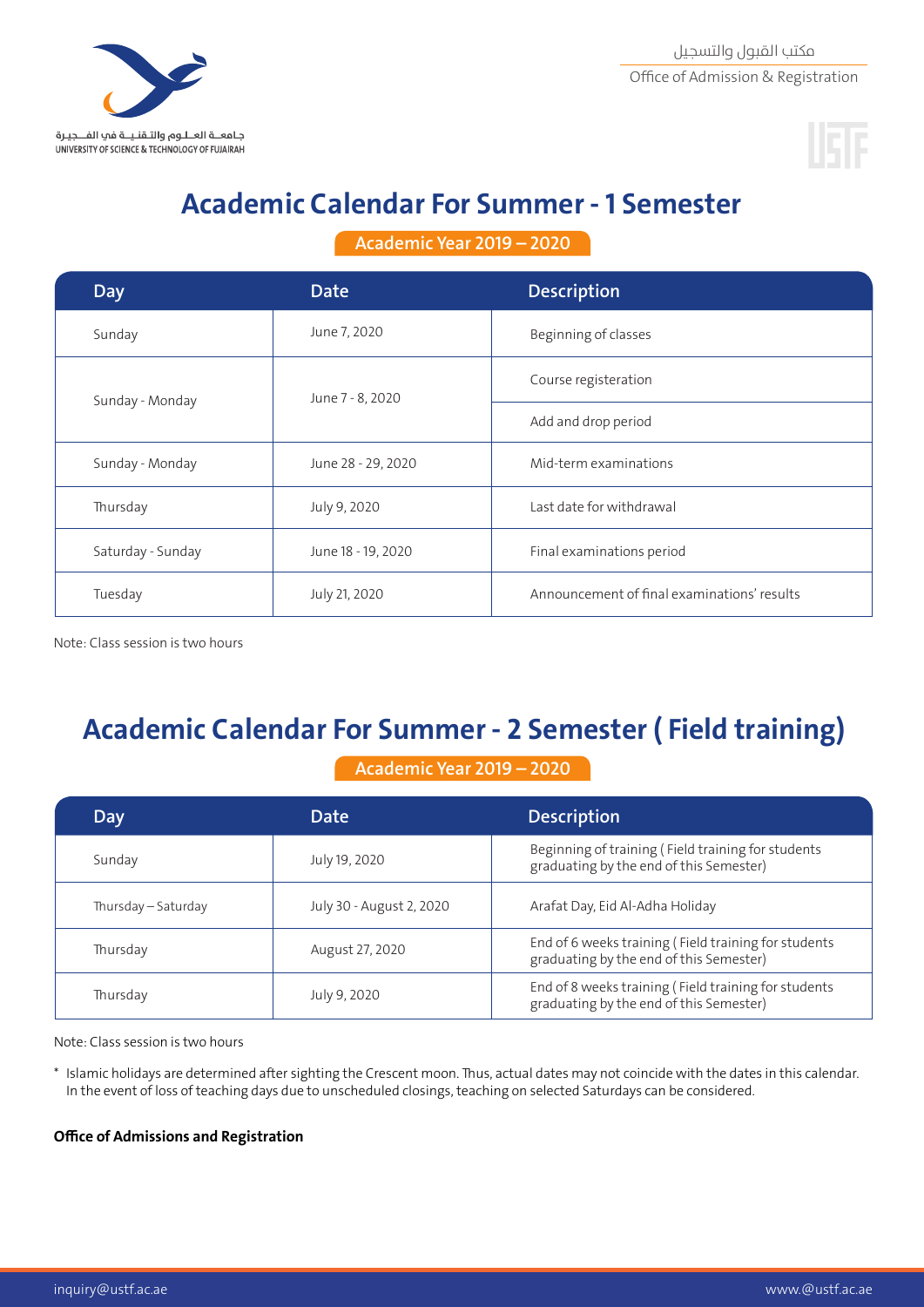مكتب القبول والتسجيل

Office of Admission & Registration

جامعة العلوم والتقنية في الفجيرة

UNIVERSITY OF SCIENCE & TECHNOLOGY OF FUJAIRAH

# Academic Calendar For Summer - 1 Semester

## Academic Year 2019 – 2020

| Day | Date | Description |
|---|---|---|
| Sunday | June 7, 2020 | Beginning of classes |
| Sunday - Monday | June 7 - 8, 2020 | Course registeration |
| | | Add and drop period |
| Sunday - Monday | June 28 - 29, 2020 | Mid-term examinations |
| Thursday | July 9, 2020 | Last date for withdrawal |
| Saturday - Sunday | June 18 - 19, 2020 | Final examinations period |
| Tuesday | July 21, 2020 | Announcement of final examinations' results |

Note: Class session is two hours

# Academic Calendar For Summer - 2 Semester ( Field training)

## Academic Year 2019 – 2020

| Day | Date | Description |
|---|---|---|
| Sunday | July 19, 2020 | Beginning of training ( Field training for students graduating by the end of this Semester) |
| Thursday – Saturday | July 30 - August 2, 2020 | Arafat Day, Eid Al-Adha Holiday |
| Thursday | August 27, 2020 | End of 6 weeks training ( Field training for students graduating by the end of this Semester) |
| Thursday | July 9, 2020 | End of 8 weeks training ( Field training for students graduating by the end of this Semester) |

Note: Class session is two hours

* Islamic holidays are determined after sighting the Crescent moon. Thus, actual dates may not coincide with the dates in this calendar. In the event of loss of teaching days due to unscheduled closings, teaching on selected Saturdays can be considered.

**Office of Admissions and Registration**

inquiry@ustf.ac.ae www.@ustf.ac.ae